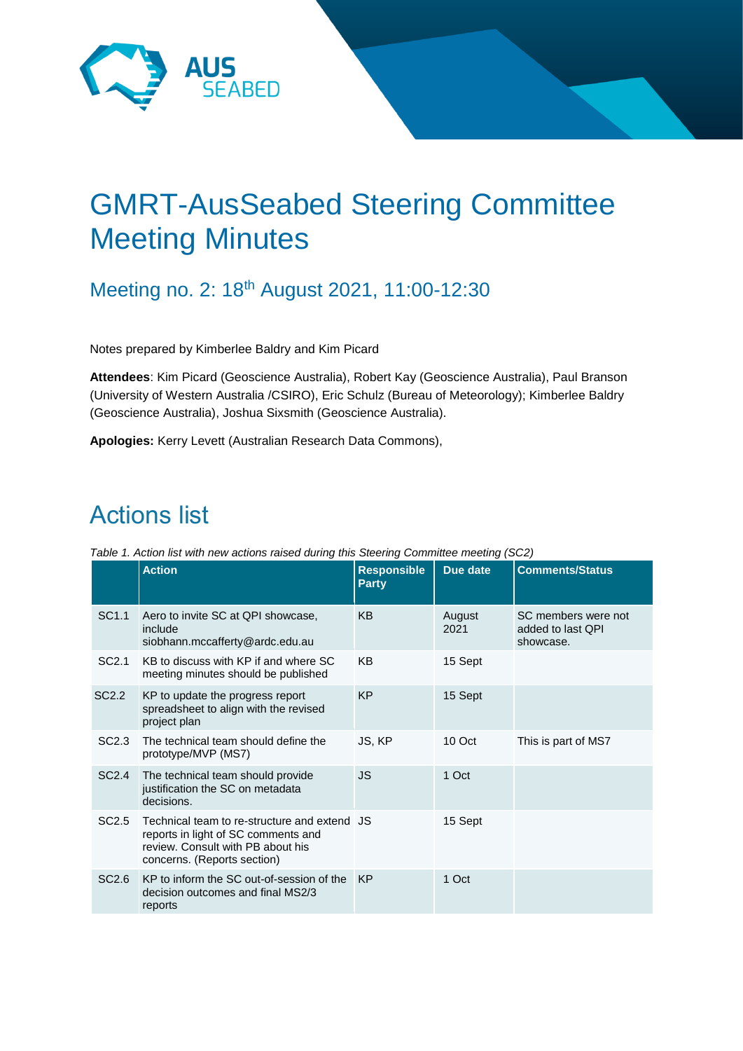# GMRT-AusSeabed Steering Committee Meeting Minutes

## Meeting no. 2: 18th August 2021, 11:00-12:30

Notes prepared by Kimberlee Baldry and Kim Picard

**Attendees**: Kim Picard (Geoscience Australia), Robert Kay (Geoscience Australia), Paul Branson (University of Western Australia /CSIRO), Eric Schulz (Bureau of Meteorology); Kimberlee Baldry (Geoscience Australia), Joshua Sixsmith (Geoscience Australia).

**Apologies:** Kerry Levett (Australian Research Data Commons),

# Actions list

*Table 1. Action list with new actions raised during this Steering Committee meeting (SC2)*

| | Action | Responsible Party | Due date | Comments/Status |
|---|---|---|---|---|
| SC1.1 | Aero to invite SC at QPI showcase, include siobhann.mccafferty@ardc.edu.au | KB | August 2021 | SC members were not added to last QPI showcase. |
| SC2.1 | KB to discuss with KP if and where SC meeting minutes should be published | KB | 15 Sept | |
| SC2.2 | KP to update the progress report spreadsheet to align with the revised project plan | KP | 15 Sept | |
| SC2.3 | The technical team should define the prototype/MVP (MS7) | JS, KP | 10 Oct | This is part of MS7 |
| SC2.4 | The technical team should provide justification the SC on metadata decisions. | JS | 1 Oct | |
| SC2.5 | Technical team to re-structure and extend reports in light of SC comments and review. Consult with PB about his concerns. (Reports section) | JS | 15 Sept | |
| SC2.6 | KP to inform the SC out-of-session of the decision outcomes and final MS2/3 reports | KP | 1 Oct | |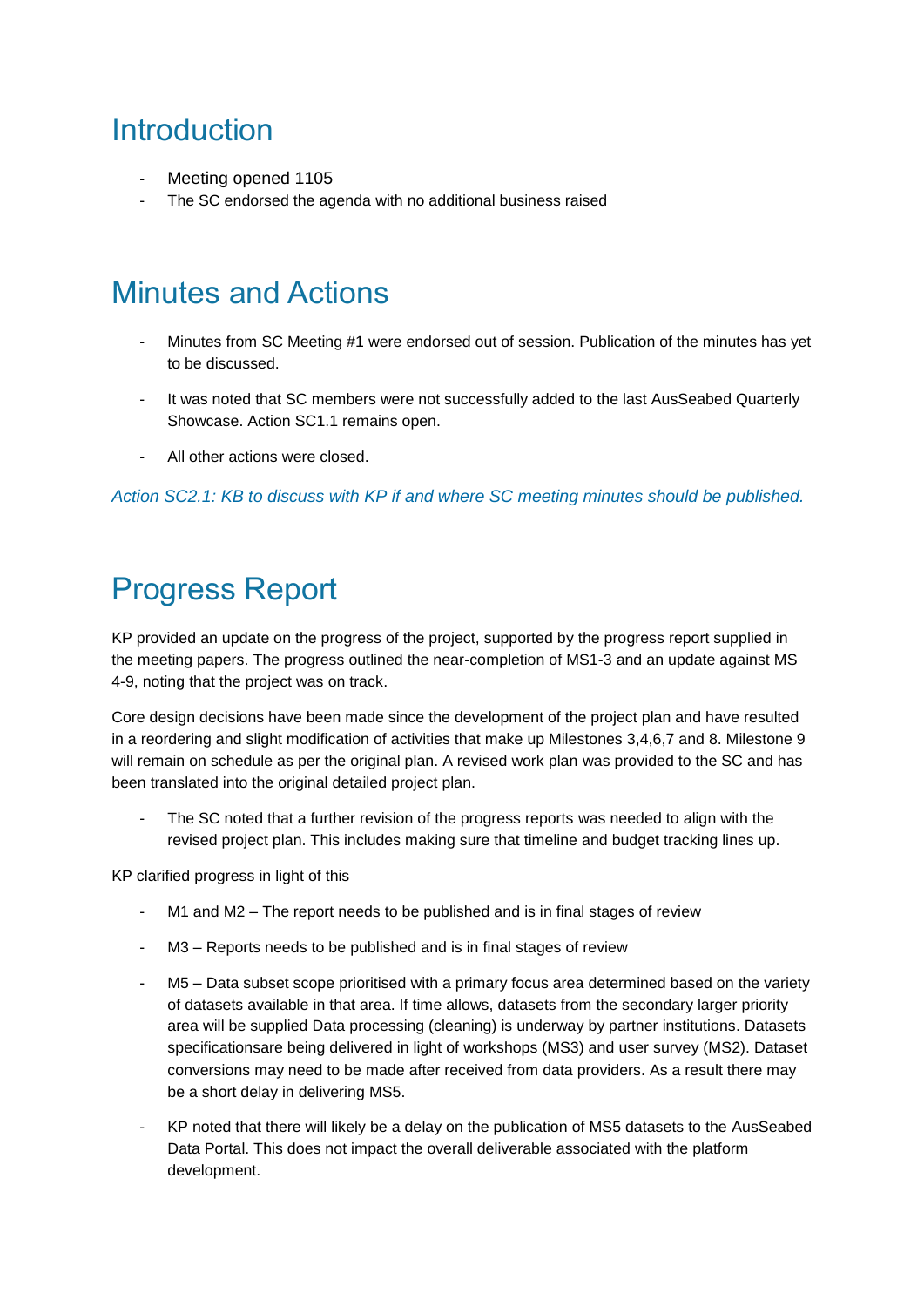# Introduction

- Meeting opened 1105
- The SC endorsed the agenda with no additional business raised

# Minutes and Actions

- Minutes from SC Meeting #1 were endorsed out of session. Publication of the minutes has yet to be discussed.
- It was noted that SC members were not successfully added to the last AusSeabed Quarterly Showcase. Action SC1.1 remains open.
- All other actions were closed.

*Action SC2.1: KB to discuss with KP if and where SC meeting minutes should be published.*

# Progress Report

KP provided an update on the progress of the project, supported by the progress report supplied in the meeting papers. The progress outlined the near-completion of MS1-3 and an update against MS 4-9, noting that the project was on track.

Core design decisions have been made since the development of the project plan and have resulted in a reordering and slight modification of activities that make up Milestones 3,4,6,7 and 8. Milestone 9 will remain on schedule as per the original plan. A revised work plan was provided to the SC and has been translated into the original detailed project plan.

- The SC noted that a further revision of the progress reports was needed to align with the revised project plan. This includes making sure that timeline and budget tracking lines up.

KP clarified progress in light of this

- M1 and M2 – The report needs to be published and is in final stages of review
- M3 – Reports needs to be published and is in final stages of review
- M5 – Data subset scope prioritised with a primary focus area determined based on the variety of datasets available in that area. If time allows, datasets from the secondary larger priority area will be supplied Data processing (cleaning) is underway by partner institutions. Datasets specificationsare being delivered in light of workshops (MS3) and user survey (MS2). Dataset conversions may need to be made after received from data providers. As a result there may be a short delay in delivering MS5.
- KP noted that there will likely be a delay on the publication of MS5 datasets to the AusSeabed Data Portal. This does not impact the overall deliverable associated with the platform development.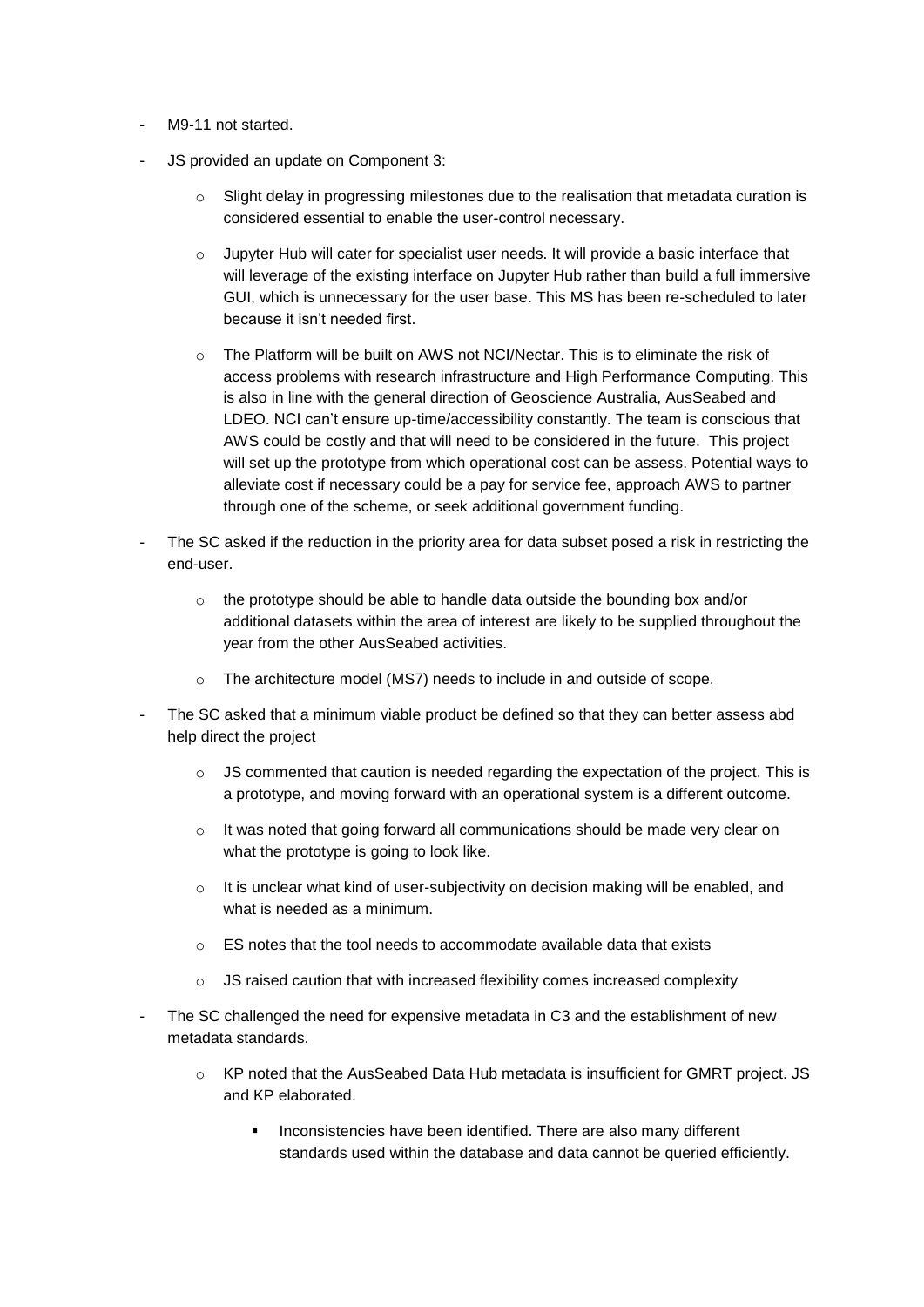- M9-11 not started.
- JS provided an update on Component 3:
    - Slight delay in progressing milestones due to the realisation that metadata curation is considered essential to enable the user-control necessary.
    - Jupyter Hub will cater for specialist user needs. It will provide a basic interface that will leverage of the existing interface on Jupyter Hub rather than build a full immersive GUI, which is unnecessary for the user base. This MS has been re-scheduled to later because it isn't needed first.
    - The Platform will be built on AWS not NCI/Nectar. This is to eliminate the risk of access problems with research infrastructure and High Performance Computing. This is also in line with the general direction of Geoscience Australia, AusSeabed and LDEO. NCI can't ensure up-time/accessibility constantly. The team is conscious that AWS could be costly and that will need to be considered in the future. This project will set up the prototype from which operational cost can be assess. Potential ways to alleviate cost if necessary could be a pay for service fee, approach AWS to partner through one of the scheme, or seek additional government funding.
- The SC asked if the reduction in the priority area for data subset posed a risk in restricting the end-user.
    - the prototype should be able to handle data outside the bounding box and/or additional datasets within the area of interest are likely to be supplied throughout the year from the other AusSeabed activities.
    - The architecture model (MS7) needs to include in and outside of scope.
- The SC asked that a minimum viable product be defined so that they can better assess abd help direct the project
    - JS commented that caution is needed regarding the expectation of the project. This is a prototype, and moving forward with an operational system is a different outcome.
    - It was noted that going forward all communications should be made very clear on what the prototype is going to look like.
    - It is unclear what kind of user-subjectivity on decision making will be enabled, and what is needed as a minimum.
    - ES notes that the tool needs to accommodate available data that exists
    - JS raised caution that with increased flexibility comes increased complexity
- The SC challenged the need for expensive metadata in C3 and the establishment of new metadata standards.
    - KP noted that the AusSeabed Data Hub metadata is insufficient for GMRT project. JS and KP elaborated.
        - Inconsistencies have been identified. There are also many different standards used within the database and data cannot be queried efficiently.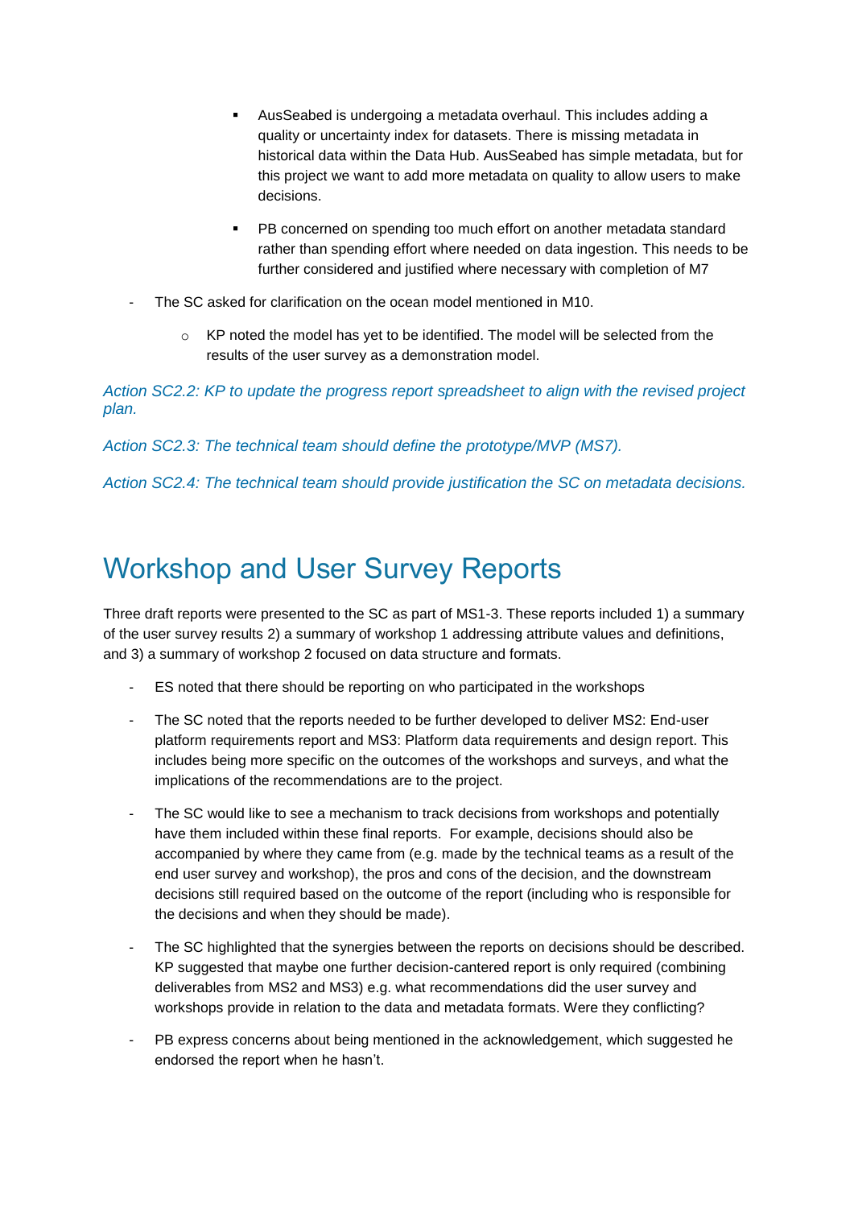- AusSeabed is undergoing a metadata overhaul. This includes adding a quality or uncertainty index for datasets. There is missing metadata in historical data within the Data Hub. AusSeabed has simple metadata, but for this project we want to add more metadata on quality to allow users to make decisions.

    - PB concerned on spending too much effort on another metadata standard rather than spending effort where needed on data ingestion. This needs to be further considered and justified where necessary with completion of M7

- The SC asked for clarification on the ocean model mentioned in M10.

    - KP noted the model has yet to be identified. The model will be selected from the results of the user survey as a demonstration model.

*Action SC2.2: KP to update the progress report spreadsheet to align with the revised project plan.*

*Action SC2.3: The technical team should define the prototype/MVP (MS7).*

*Action SC2.4: The technical team should provide justification the SC on metadata decisions.*

# Workshop and User Survey Reports

Three draft reports were presented to the SC as part of MS1-3. These reports included 1) a summary of the user survey results 2) a summary of workshop 1 addressing attribute values and definitions, and 3) a summary of workshop 2 focused on data structure and formats.

- ES noted that there should be reporting on who participated in the workshops

- The SC noted that the reports needed to be further developed to deliver MS2: End-user platform requirements report and MS3: Platform data requirements and design report. This includes being more specific on the outcomes of the workshops and surveys, and what the implications of the recommendations are to the project.

- The SC would like to see a mechanism to track decisions from workshops and potentially have them included within these final reports. For example, decisions should also be accompanied by where they came from (e.g. made by the technical teams as a result of the end user survey and workshop), the pros and cons of the decision, and the downstream decisions still required based on the outcome of the report (including who is responsible for the decisions and when they should be made).

- The SC highlighted that the synergies between the reports on decisions should be described. KP suggested that maybe one further decision-cantered report is only required (combining deliverables from MS2 and MS3) e.g. what recommendations did the user survey and workshops provide in relation to the data and metadata formats. Were they conflicting?

- PB express concerns about being mentioned in the acknowledgement, which suggested he endorsed the report when he hasn't.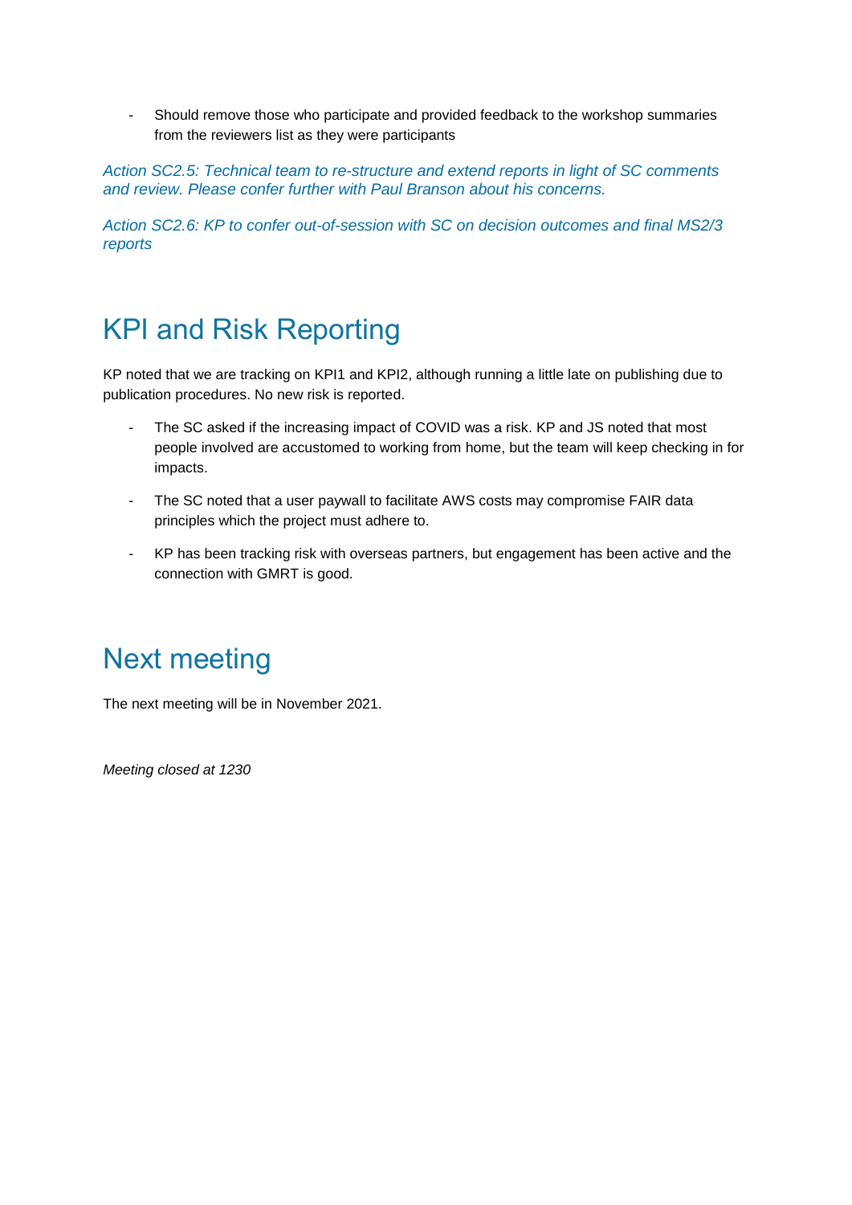- Should remove those who participate and provided feedback to the workshop summaries from the reviewers list as they were participants

*Action SC2.5: Technical team to re-structure and extend reports in light of SC comments and review. Please confer further with Paul Branson about his concerns.*

*Action SC2.6: KP to confer out-of-session with SC on decision outcomes and final MS2/3 reports*

# KPI and Risk Reporting

KP noted that we are tracking on KPI1 and KPI2, although running a little late on publishing due to publication procedures. No new risk is reported.

- The SC asked if the increasing impact of COVID was a risk. KP and JS noted that most people involved are accustomed to working from home, but the team will keep checking in for impacts.
- The SC noted that a user paywall to facilitate AWS costs may compromise FAIR data principles which the project must adhere to.
- KP has been tracking risk with overseas partners, but engagement has been active and the connection with GMRT is good.

# Next meeting

The next meeting will be in November 2021.

*Meeting closed at 1230*